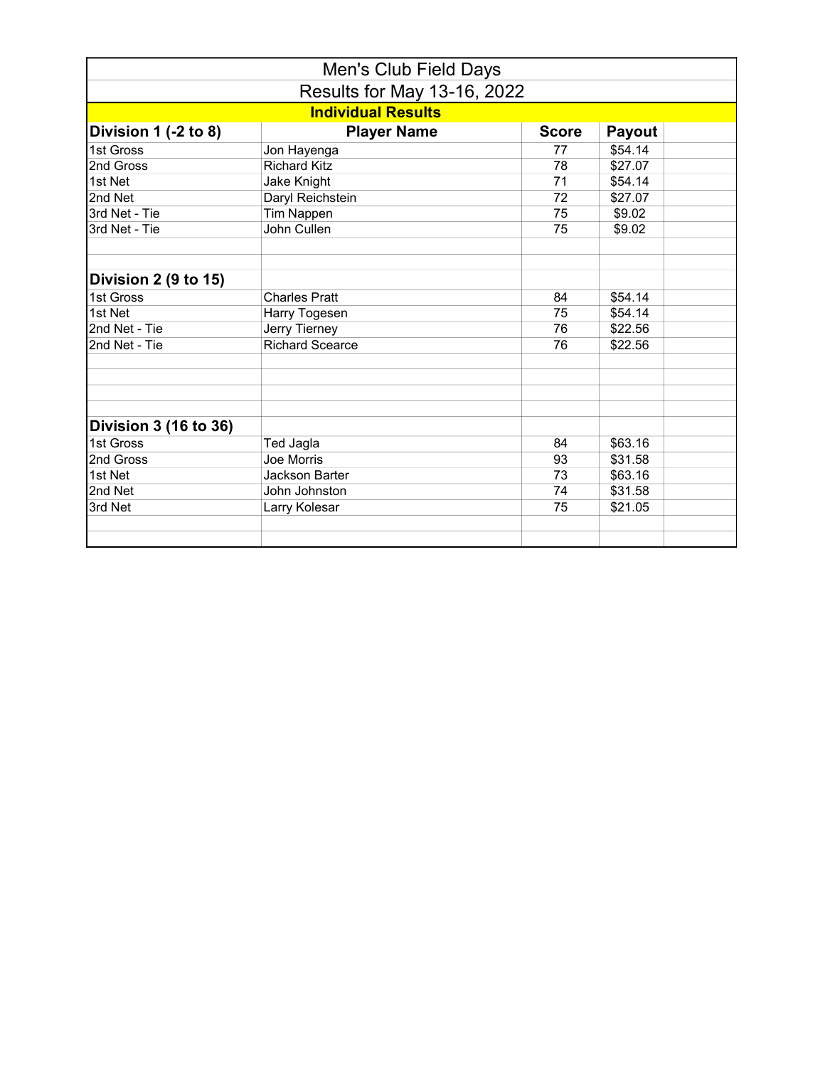# Men's Club Field Days

## Results for May 13-16, 2022

### Individual Results

| Division 1 (-2 to 8) | Player Name | Score | Payout |
|---|---|---|---|
| 1st Gross | Jon Hayenga | 77 | $54.14 |
| 2nd Gross | Richard Kitz | 78 | $27.07 |
| 1st Net | Jake Knight | 71 | $54.14 |
| 2nd Net | Daryl Reichstein | 72 | $27.07 |
| 3rd Net - Tie | Tim Nappen | 75 | $9.02 |
| 3rd Net - Tie | John Cullen | 75 | $9.02 |

| Division 2 (9 to 15) | Player Name | Score | Payout |
|---|---|---|---|
| 1st Gross | Charles Pratt | 84 | $54.14 |
| 1st Net | Harry Togesen | 75 | $54.14 |
| 2nd Net - Tie | Jerry Tierney | 76 | $22.56 |
| 2nd Net - Tie | Richard Scearce | 76 | $22.56 |

| Division 3 (16 to 36) | Player Name | Score | Payout |
|---|---|---|---|
| 1st Gross | Ted Jagla | 84 | $63.16 |
| 2nd Gross | Joe Morris | 93 | $31.58 |
| 1st Net | Jackson Barter | 73 | $63.16 |
| 2nd Net | John Johnston | 74 | $31.58 |
| 3rd Net | Larry Kolesar | 75 | $21.05 |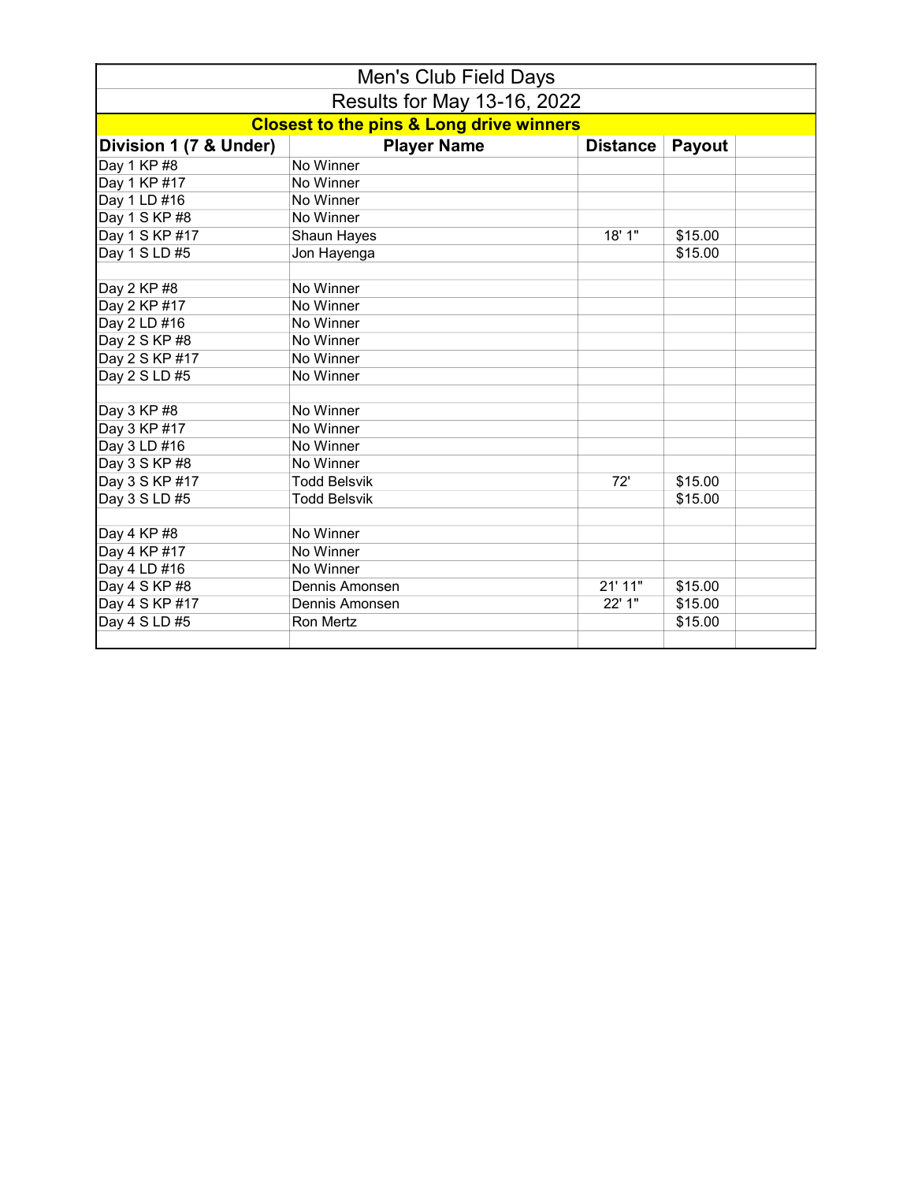# Men's Club Field Days

## Results for May 13-16, 2022

### Closest to the pins & Long drive winners

| Division 1 (7 & Under) | Player Name | Distance | Payout | |
|---|---|---|---|---|
| Day 1 KP #8 | No Winner | | | |
| Day 1 KP #17 | No Winner | | | |
| Day 1 LD #16 | No Winner | | | |
| Day 1 S KP #8 | No Winner | | | |
| Day 1 S KP #17 | Shaun Hayes | 18' 1" | $15.00 | |
| Day 1 S LD #5 | Jon Hayenga | | $15.00 | |
| | | | | |
| Day 2 KP #8 | No Winner | | | |
| Day 2 KP #17 | No Winner | | | |
| Day 2 LD #16 | No Winner | | | |
| Day 2 S KP #8 | No Winner | | | |
| Day 2 S KP #17 | No Winner | | | |
| Day 2 S LD #5 | No Winner | | | |
| | | | | |
| Day 3 KP #8 | No Winner | | | |
| Day 3 KP #17 | No Winner | | | |
| Day 3 LD #16 | No Winner | | | |
| Day 3 S KP #8 | No Winner | | | |
| Day 3 S KP #17 | Todd Belsvik | 72' | $15.00 | |
| Day 3 S LD #5 | Todd Belsvik | | $15.00 | |
| | | | | |
| Day 4 KP #8 | No Winner | | | |
| Day 4 KP #17 | No Winner | | | |
| Day 4 LD #16 | No Winner | | | |
| Day 4 S KP #8 | Dennis Amonsen | 21' 11" | $15.00 | |
| Day 4 S KP #17 | Dennis Amonsen | 22' 1" | $15.00 | |
| Day 4 S LD #5 | Ron Mertz | | $15.00 | |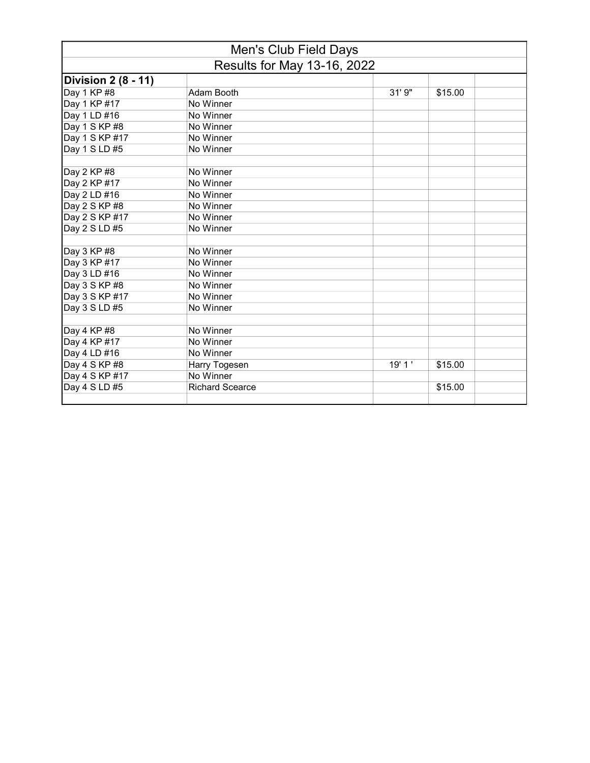| Men's Club Field Days | | | | |
|---|---|---|---|---|
| Results for May 13-16, 2022 | | | | |
| **Division 2 (8 - 11)** | | | | |
| Day 1 KP #8 | Adam Booth | 31' 9" | $15.00 | |
| Day 1 KP #17 | No Winner | | | |
| Day 1 LD #16 | No Winner | | | |
| Day 1 S KP #8 | No Winner | | | |
| Day 1 S KP #17 | No Winner | | | |
| Day 1 S LD #5 | No Winner | | | |
| | | | | |
| Day 2 KP #8 | No Winner | | | |
| Day 2 KP #17 | No Winner | | | |
| Day 2 LD #16 | No Winner | | | |
| Day 2 S KP #8 | No Winner | | | |
| Day 2 S KP #17 | No Winner | | | |
| Day 2 S LD #5 | No Winner | | | |
| | | | | |
| Day 3 KP #8 | No Winner | | | |
| Day 3 KP #17 | No Winner | | | |
| Day 3 LD #16 | No Winner | | | |
| Day 3 S KP #8 | No Winner | | | |
| Day 3 S KP #17 | No Winner | | | |
| Day 3 S LD #5 | No Winner | | | |
| | | | | |
| Day 4 KP #8 | No Winner | | | |
| Day 4 KP #17 | No Winner | | | |
| Day 4 LD #16 | No Winner | | | |
| Day 4 S KP #8 | Harry Togesen | 19' 1 ' | $15.00 | |
| Day 4 S KP #17 | No Winner | | | |
| Day 4 S LD #5 | Richard Scearce | | $15.00 | |
| | | | | |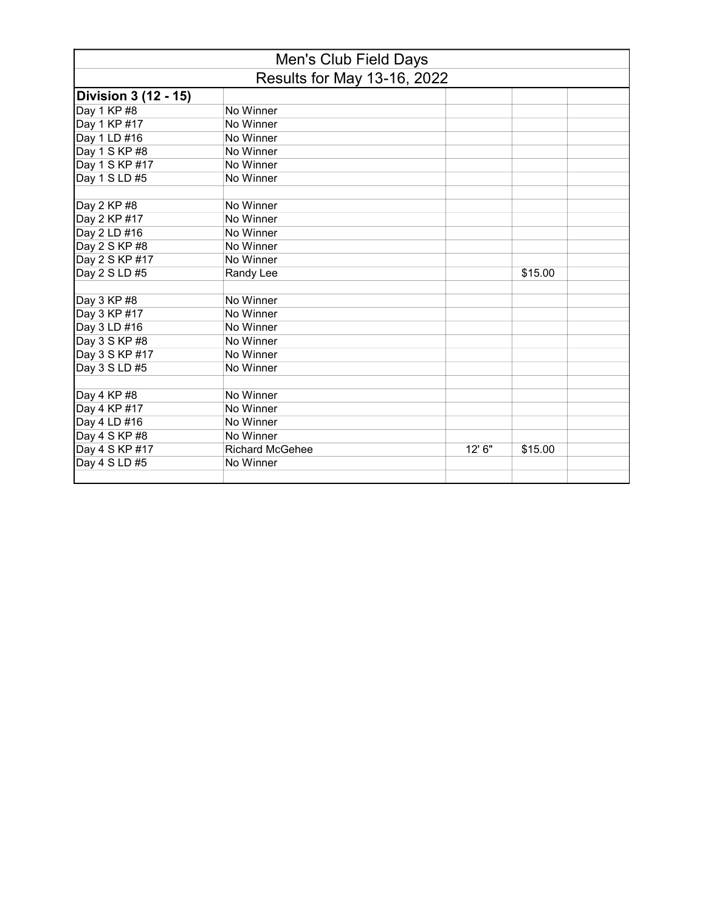| Men's Club Field Days | | | | |
|---|---|---|---|---|
| Results for May 13-16, 2022 | | | | |
| **Division 3 (12 - 15)** | | | | |
| Day 1 KP #8 | No Winner | | | |
| Day 1 KP #17 | No Winner | | | |
| Day 1 LD #16 | No Winner | | | |
| Day 1 S KP #8 | No Winner | | | |
| Day 1 S KP #17 | No Winner | | | |
| Day 1 S LD #5 | No Winner | | | |
| | | | | |
| Day 2 KP #8 | No Winner | | | |
| Day 2 KP #17 | No Winner | | | |
| Day 2 LD #16 | No Winner | | | |
| Day 2 S KP #8 | No Winner | | | |
| Day 2 S KP #17 | No Winner | | | |
| Day 2 S LD #5 | Randy Lee | | $15.00 | |
| | | | | |
| Day 3 KP #8 | No Winner | | | |
| Day 3 KP #17 | No Winner | | | |
| Day 3 LD #16 | No Winner | | | |
| Day 3 S KP #8 | No Winner | | | |
| Day 3 S KP #17 | No Winner | | | |
| Day 3 S LD #5 | No Winner | | | |
| | | | | |
| Day 4 KP #8 | No Winner | | | |
| Day 4 KP #17 | No Winner | | | |
| Day 4 LD #16 | No Winner | | | |
| Day 4 S KP #8 | No Winner | | | |
| Day 4 S KP #17 | Richard McGehee | 12' 6" | $15.00 | |
| Day 4 S LD #5 | No Winner | | | |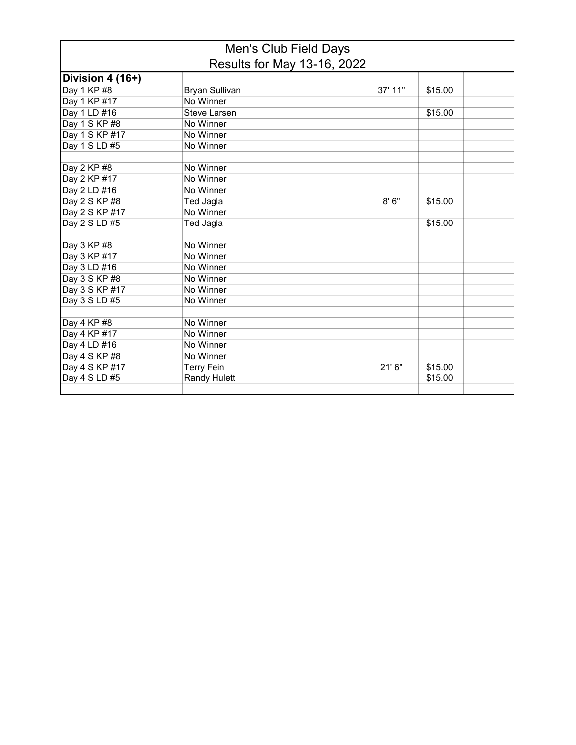# Men's Club Field Days

## Results for May 13-16, 2022

| **Division 4 (16+)** | | | | |
|---|---|---|---|---|
| Day 1 KP #8 | Bryan Sullivan | 37' 11" | $15.00 | |
| Day 1 KP #17 | No Winner | | | |
| Day 1 LD #16 | Steve Larsen | | $15.00 | |
| Day 1 S KP #8 | No Winner | | | |
| Day 1 S KP #17 | No Winner | | | |
| Day 1 S LD #5 | No Winner | | | |
| | | | | |
| Day 2 KP #8 | No Winner | | | |
| Day 2 KP #17 | No Winner | | | |
| Day 2 LD #16 | No Winner | | | |
| Day 2 S KP #8 | Ted Jagla | 8' 6" | $15.00 | |
| Day 2 S KP #17 | No Winner | | | |
| Day 2 S LD #5 | Ted Jagla | | $15.00 | |
| | | | | |
| Day 3 KP #8 | No Winner | | | |
| Day 3 KP #17 | No Winner | | | |
| Day 3 LD #16 | No Winner | | | |
| Day 3 S KP #8 | No Winner | | | |
| Day 3 S KP #17 | No Winner | | | |
| Day 3 S LD #5 | No Winner | | | |
| | | | | |
| Day 4 KP #8 | No Winner | | | |
| Day 4 KP #17 | No Winner | | | |
| Day 4 LD #16 | No Winner | | | |
| Day 4 S KP #8 | No Winner | | | |
| Day 4 S KP #17 | Terry Fein | 21' 6" | $15.00 | |
| Day 4 S LD #5 | Randy Hulett | | $15.00 | |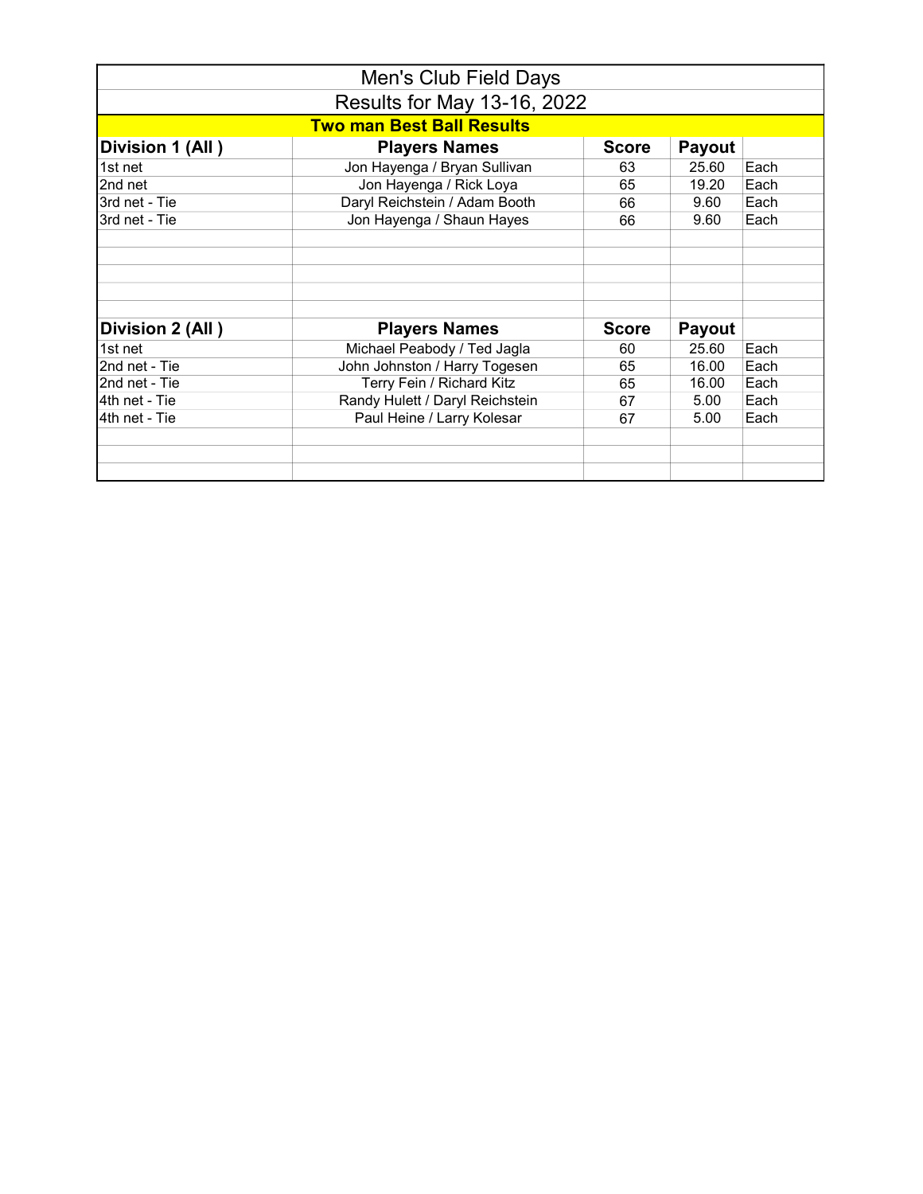# Men's Club Field Days

## Results for May 13-16, 2022

### Two man Best Ball Results

| Division 1 (All ) | Players Names | Score | Payout | |
|---|---|---|---|---|
| 1st net | Jon Hayenga / Bryan Sullivan | 63 | 25.60 | Each |
| 2nd net | Jon Hayenga / Rick Loya | 65 | 19.20 | Each |
| 3rd net - Tie | Daryl Reichstein / Adam Booth | 66 | 9.60 | Each |
| 3rd net - Tie | Jon Hayenga / Shaun Hayes | 66 | 9.60 | Each |

| Division 2 (All ) | Players Names | Score | Payout | |
|---|---|---|---|---|
| 1st net | Michael Peabody / Ted Jagla | 60 | 25.60 | Each |
| 2nd net - Tie | John Johnston / Harry Togesen | 65 | 16.00 | Each |
| 2nd net - Tie | Terry Fein / Richard Kitz | 65 | 16.00 | Each |
| 4th net - Tie | Randy Hulett / Daryl Reichstein | 67 | 5.00 | Each |
| 4th net - Tie | Paul Heine / Larry Kolesar | 67 | 5.00 | Each |